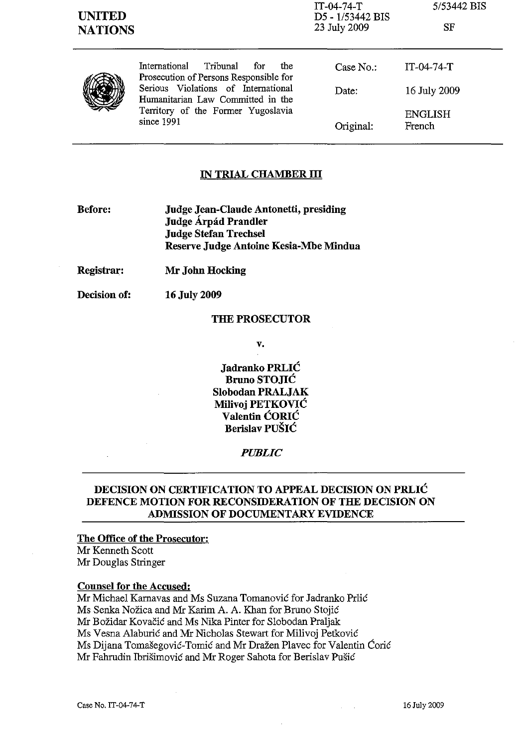UNITED NATIONS

IT-04-74-T
D5 - 1/53442 BIS
23 July 2009

5/53442 BIS

SF

International Tribunal for the Prosecution of Persons Responsible for Serious Violations of International Humanitarian Law Committed in the Territory of the Former Yugoslavia since 1991

| | |
|---|---|
| Case No.: | IT-04-74-T |
| Date: | 16 July 2009 |
| | ENGLISH |
| Original: | French |

## IN TRIAL CHAMBER III

**Before:** **Judge Jean-Claude Antonetti, presiding**
**Judge Árpád Prandler**
**Judge Stefan Trechsel**
**Reserve Judge Antoine Kesia-Mbe Mindua**

**Registrar:** **Mr John Hocking**

**Decision of:** **16 July 2009**

**THE PROSECUTOR**

v.

**Jadranko PRLIĆ**
**Bruno STOJIĆ**
**Slobodan PRALJAK**
**Milivoj PETKOVIĆ**
**Valentin ĆORIĆ**
**Berislav PUŠIĆ**

***PUBLIC***

## DECISION ON CERTIFICATION TO APPEAL DECISION ON PRLIĆ DEFENCE MOTION FOR RECONSIDERATION OF THE DECISION ON ADMISSION OF DOCUMENTARY EVIDENCE

**The Office of the Prosecutor:**
Mr Kenneth Scott
Mr Douglas Stringer

**Counsel for the Accused:**
Mr Michael Karnavas and Ms Suzana Tomanović for Jadranko Prlić
Ms Senka Nožica and Mr Karim A. A. Khan for Bruno Stojić
Mr Božidar Kovačić and Ms Nika Pinter for Slobodan Praljak
Ms Vesna Alaburić and Mr Nicholas Stewart for Milivoj Petković
Ms Dijana Tomašegović-Tomić and Mr Dražen Plavec for Valentin Ćorić
Mr Fahrudin Ibrišimović and Mr Roger Sahota for Berislav Pušić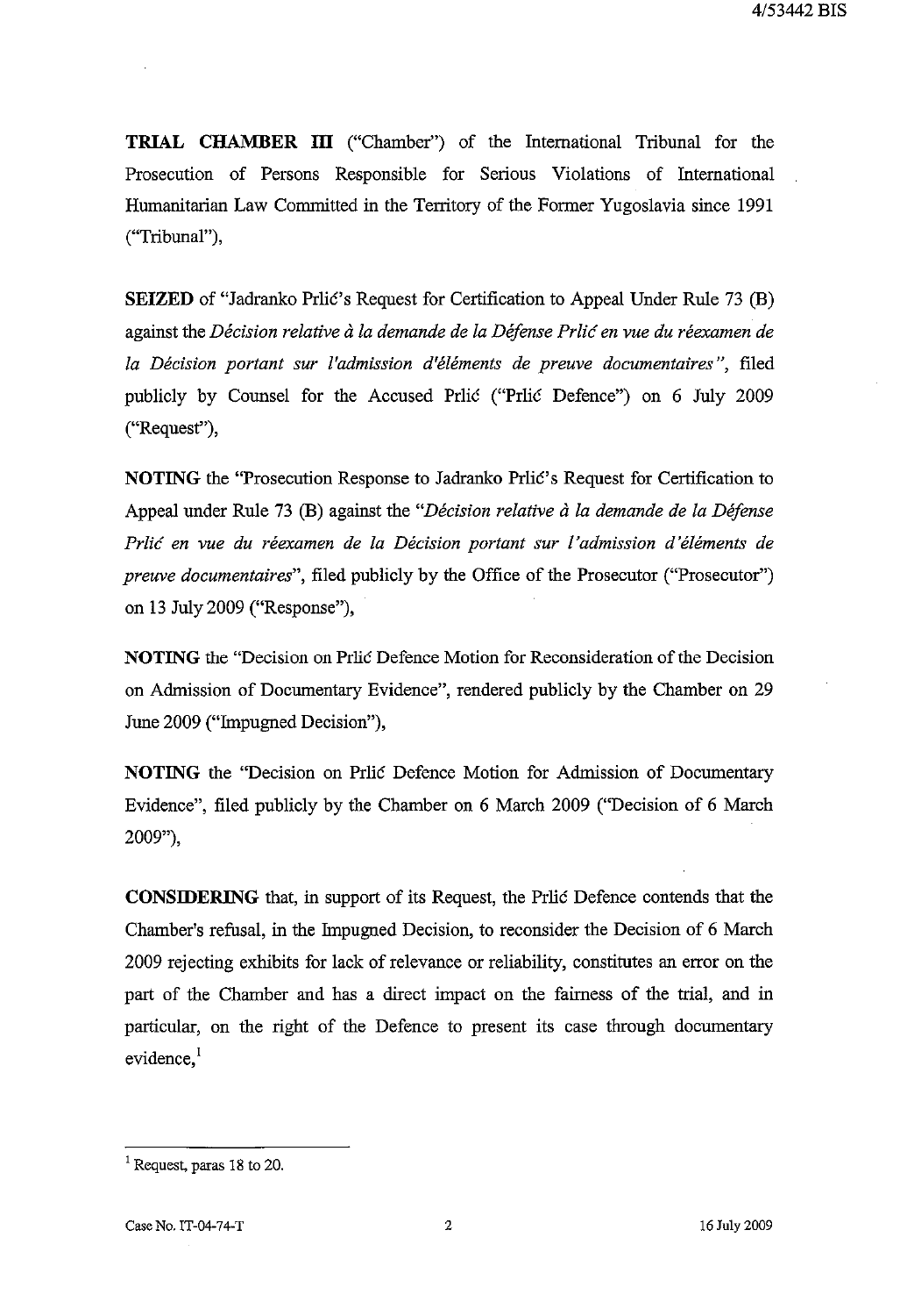**TRIAL CHAMBER III** ("Chamber") of the International Tribunal for the Prosecution of Persons Responsible for Serious Violations of International Humanitarian Law Committed in the Territory of the Former Yugoslavia since 1991 ("Tribunal"),

**SEIZED** of "Jadranko Prlić's Request for Certification to Appeal Under Rule 73 (B) against the *Décision relative à la demande de la Défense Prlić en vue du réexamen de la Décision portant sur l'admission d'éléments de preuve documentaires"*, filed publicly by Counsel for the Accused Prlić ("Prlić Defence") on 6 July 2009 ("Request"),

**NOTING** the "Prosecution Response to Jadranko Prlić's Request for Certification to Appeal under Rule 73 (B) against the *"Décision relative à la demande de la Défense Prlić en vue du réexamen de la Décision portant sur l'admission d'éléments de preuve documentaires*", filed publicly by the Office of the Prosecutor ("Prosecutor") on 13 July 2009 ("Response"),

**NOTING** the "Decision on Prlić Defence Motion for Reconsideration of the Decision on Admission of Documentary Evidence", rendered publicly by the Chamber on 29 June 2009 ("Impugned Decision"),

**NOTING** the "Decision on Prlić Defence Motion for Admission of Documentary Evidence", filed publicly by the Chamber on 6 March 2009 ("Decision of 6 March 2009"),

**CONSIDERING** that, in support of its Request, the Prlić Defence contends that the Chamber's refusal, in the Impugned Decision, to reconsider the Decision of 6 March 2009 rejecting exhibits for lack of relevance or reliability, constitutes an error on the part of the Chamber and has a direct impact on the fairness of the trial, and in particular, on the right of the Defence to present its case through documentary evidence,[1]

---

[1] Request, paras 18 to 20.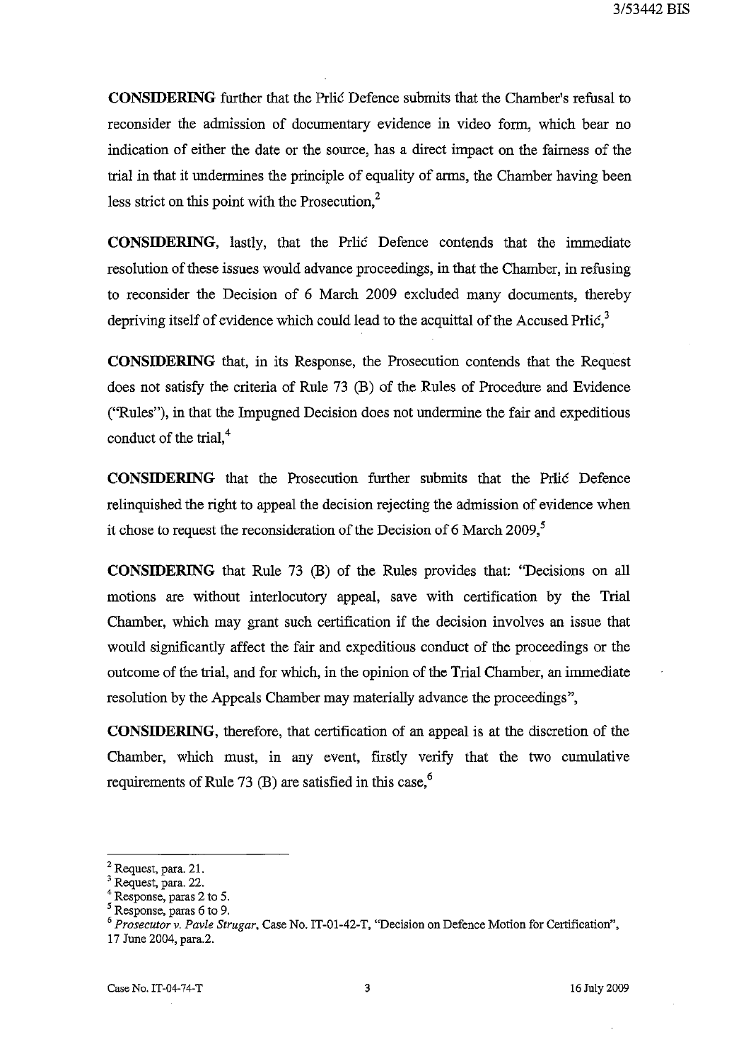**CONSIDERING** further that the Prlić Defence submits that the Chamber's refusal to reconsider the admission of documentary evidence in video form, which bear no indication of either the date or the source, has a direct impact on the fairness of the trial in that it undermines the principle of equality of arms, the Chamber having been less strict on this point with the Prosecution,[2]

**CONSIDERING**, lastly, that the Prlić Defence contends that the immediate resolution of these issues would advance proceedings, in that the Chamber, in refusing to reconsider the Decision of 6 March 2009 excluded many documents, thereby depriving itself of evidence which could lead to the acquittal of the Accused Prlić,[3]

**CONSIDERING** that, in its Response, the Prosecution contends that the Request does not satisfy the criteria of Rule 73 (B) of the Rules of Procedure and Evidence ("Rules"), in that the Impugned Decision does not undermine the fair and expeditious conduct of the trial,[4]

**CONSIDERING** that the Prosecution further submits that the Prlić Defence relinquished the right to appeal the decision rejecting the admission of evidence when it chose to request the reconsideration of the Decision of 6 March 2009,[5]

**CONSIDERING** that Rule 73 (B) of the Rules provides that: "Decisions on all motions are without interlocutory appeal, save with certification by the Trial Chamber, which may grant such certification if the decision involves an issue that would significantly affect the fair and expeditious conduct of the proceedings or the outcome of the trial, and for which, in the opinion of the Trial Chamber, an immediate resolution by the Appeals Chamber may materially advance the proceedings",

**CONSIDERING**, therefore, that certification of an appeal is at the discretion of the Chamber, which must, in any event, firstly verify that the two cumulative requirements of Rule 73 (B) are satisfied in this case,[6]

---

[2] Request, para. 21.

[3] Request, para. 22.

[4] Response, paras 2 to 5.

[5] Response, paras 6 to 9.

[6] *Prosecutor v. Pavle Strugar*, Case No. IT-01-42-T, "Decision on Defence Motion for Certification", 17 June 2004, para.2.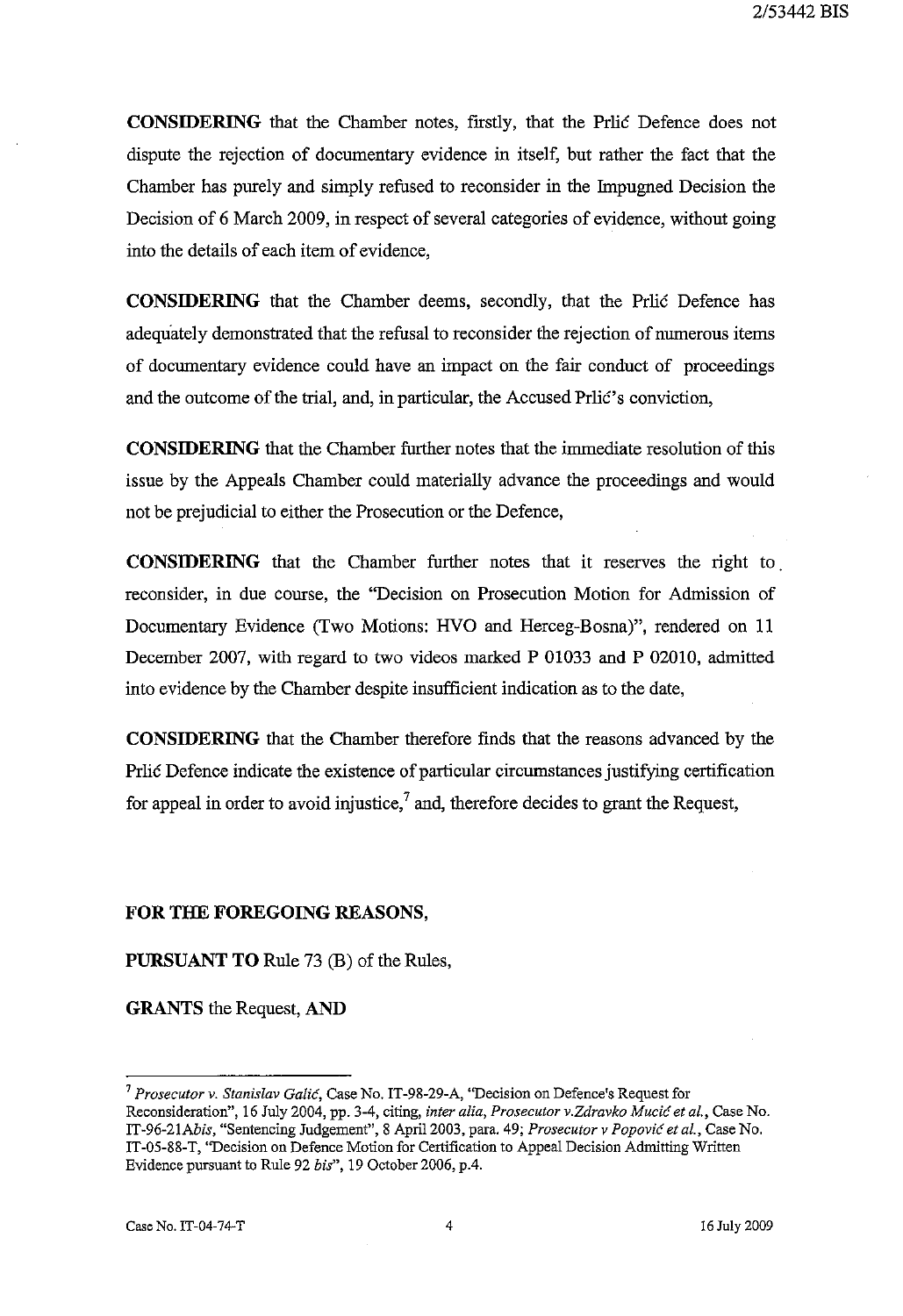**CONSIDERING** that the Chamber notes, firstly, that the Prlić Defence does not dispute the rejection of documentary evidence in itself, but rather the fact that the Chamber has purely and simply refused to reconsider in the Impugned Decision the Decision of 6 March 2009, in respect of several categories of evidence, without going into the details of each item of evidence,

**CONSIDERING** that the Chamber deems, secondly, that the Prlić Defence has adequately demonstrated that the refusal to reconsider the rejection of numerous items of documentary evidence could have an impact on the fair conduct of proceedings and the outcome of the trial, and, in particular, the Accused Prlić's conviction,

**CONSIDERING** that the Chamber further notes that the immediate resolution of this issue by the Appeals Chamber could materially advance the proceedings and would not be prejudicial to either the Prosecution or the Defence,

**CONSIDERING** that the Chamber further notes that it reserves the right to reconsider, in due course, the "Decision on Prosecution Motion for Admission of Documentary Evidence (Two Motions: HVO and Herceg-Bosna)", rendered on 11 December 2007, with regard to two videos marked P 01033 and P 02010, admitted into evidence by the Chamber despite insufficient indication as to the date,

**CONSIDERING** that the Chamber therefore finds that the reasons advanced by the Prlić Defence indicate the existence of particular circumstances justifying certification for appeal in order to avoid injustice,[7] and, therefore decides to grant the Request,

**FOR THE FOREGOING REASONS,**

**PURSUANT TO** Rule 73 (B) of the Rules,

**GRANTS** the Request, **AND**

---

[7] *Prosecutor v. Stanislav Galić*, Case No. IT-98-29-A, "Decision on Defence's Request for Reconsideration", 16 July 2004, pp. 3-4, citing, *inter alia*, *Prosecutor v.Zdravko Mucić et al.*, Case No. IT-96-21*Abis*, "Sentencing Judgement", 8 April 2003, para. 49; *Prosecutor v Popović et al.*, Case No. IT-05-88-T, "Decision on Defence Motion for Certification to Appeal Decision Admitting Written Evidence pursuant to Rule 92 *bis*", 19 October 2006, p.4.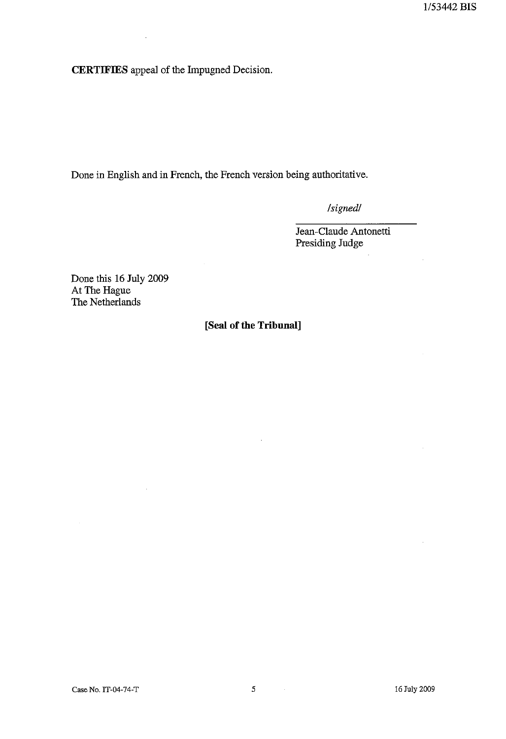**CERTIFIES** appeal of the Impugned Decision.

Done in English and in French, the French version being authoritative.

*/signed/*

Jean-Claude Antonetti
Presiding Judge

Done this 16 July 2009
At The Hague
The Netherlands

**[Seal of the Tribunal]**